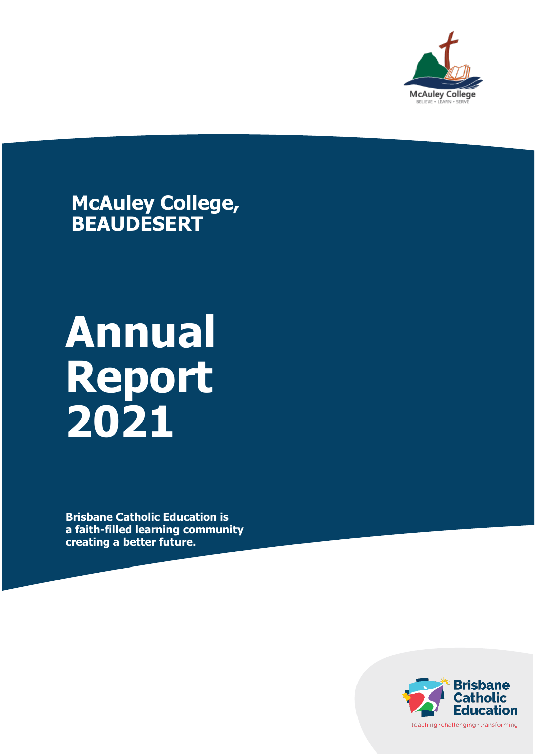McAuley College
BELIEVE • LEARN • SERVE

# McAuley College, BEAUDESERT

# Annual Report 2021

**Brisbane Catholic Education is a faith-filled learning community creating a better future.**

Brisbane Catholic Education
teaching · challenging · transforming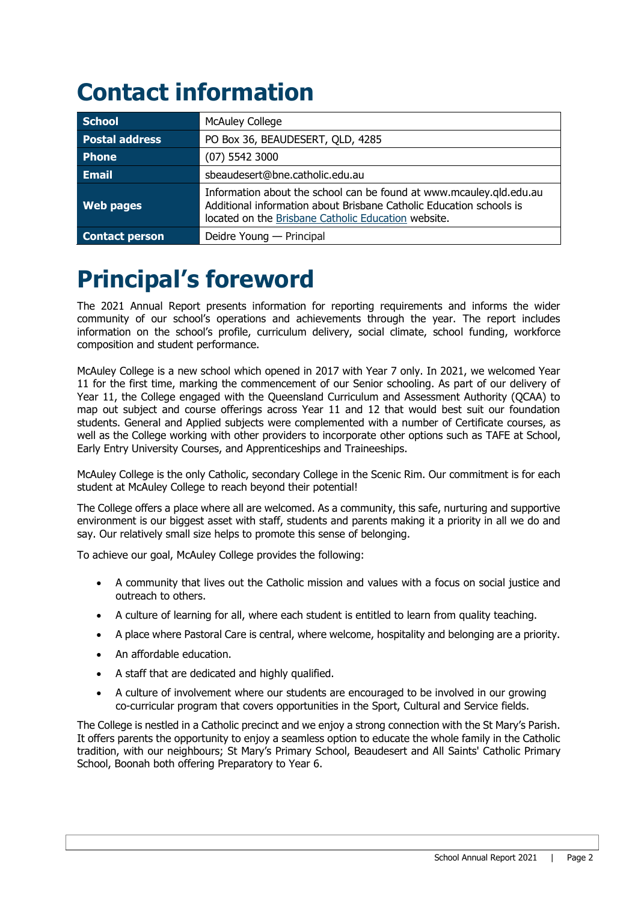# Contact information

| School | McAuley College |
|---|---|
| Postal address | PO Box 36, BEAUDESERT, QLD, 4285 |
| Phone | (07) 5542 3000 |
| Email | sbeaudesert@bne.catholic.edu.au |
| Web pages | Information about the school can be found at www.mcauley.qld.edu.au Additional information about Brisbane Catholic Education schools is located on the Brisbane Catholic Education website. |
| Contact person | Deidre Young — Principal |

# Principal's foreword

The 2021 Annual Report presents information for reporting requirements and informs the wider community of our school's operations and achievements through the year. The report includes information on the school's profile, curriculum delivery, social climate, school funding, workforce composition and student performance.

McAuley College is a new school which opened in 2017 with Year 7 only. In 2021, we welcomed Year 11 for the first time, marking the commencement of our Senior schooling. As part of our delivery of Year 11, the College engaged with the Queensland Curriculum and Assessment Authority (QCAA) to map out subject and course offerings across Year 11 and 12 that would best suit our foundation students. General and Applied subjects were complemented with a number of Certificate courses, as well as the College working with other providers to incorporate other options such as TAFE at School, Early Entry University Courses, and Apprenticeships and Traineeships.

McAuley College is the only Catholic, secondary College in the Scenic Rim. Our commitment is for each student at McAuley College to reach beyond their potential!

The College offers a place where all are welcomed. As a community, this safe, nurturing and supportive environment is our biggest asset with staff, students and parents making it a priority in all we do and say. Our relatively small size helps to promote this sense of belonging.

To achieve our goal, McAuley College provides the following:

- A community that lives out the Catholic mission and values with a focus on social justice and outreach to others.
- A culture of learning for all, where each student is entitled to learn from quality teaching.
- A place where Pastoral Care is central, where welcome, hospitality and belonging are a priority.
- An affordable education.
- A staff that are dedicated and highly qualified.
- A culture of involvement where our students are encouraged to be involved in our growing co-curricular program that covers opportunities in the Sport, Cultural and Service fields.

The College is nestled in a Catholic precinct and we enjoy a strong connection with the St Mary's Parish. It offers parents the opportunity to enjoy a seamless option to educate the whole family in the Catholic tradition, with our neighbours; St Mary's Primary School, Beaudesert and All Saints' Catholic Primary School, Boonah both offering Preparatory to Year 6.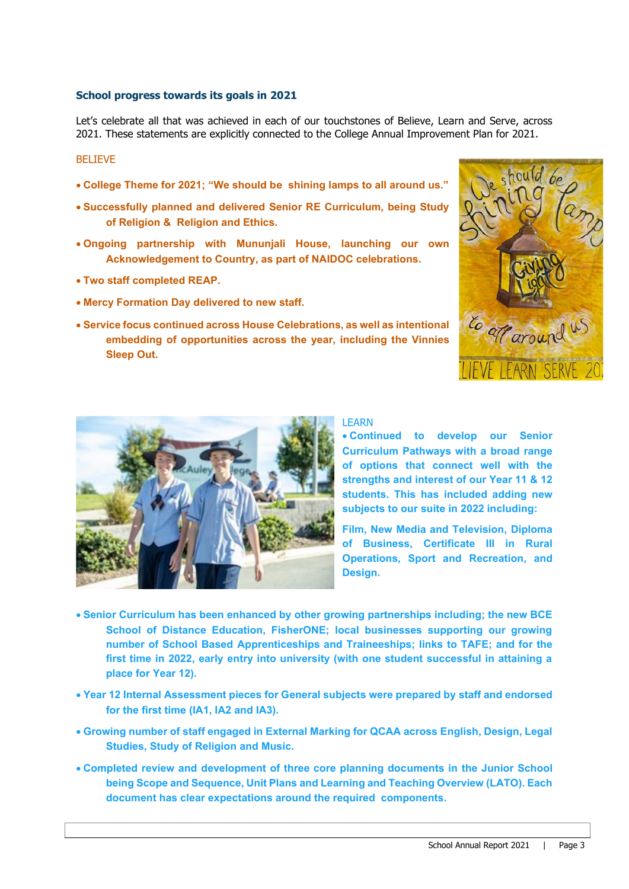## School progress towards its goals in 2021

Let's celebrate all that was achieved in each of our touchstones of Believe, Learn and Serve, across 2021. These statements are explicitly connected to the College Annual Improvement Plan for 2021.

### BELIEVE

- **College Theme for 2021; "We should be shining lamps to all around us."**
- **Successfully planned and delivered Senior RE Curriculum, being Study of Religion & Religion and Ethics.**
- **Ongoing partnership with Mununjali House, launching our own Acknowledgement to Country, as part of NAIDOC celebrations.**
- **Two staff completed REAP.**
- **Mercy Formation Day delivered to new staff.**
- **Service focus continued across House Celebrations, as well as intentional embedding of opportunities across the year, including the Vinnies Sleep Out.**

### LEARN

- **Continued to develop our Senior Curriculum Pathways with a broad range of options that connect well with the strengths and interest of our Year 11 & 12 students. This has included adding new subjects to our suite in 2022 including:**

  **Film, New Media and Television, Diploma of Business, Certificate III in Rural Operations, Sport and Recreation, and Design.**

- **Senior Curriculum has been enhanced by other growing partnerships including; the new BCE School of Distance Education, FisherONE; local businesses supporting our growing number of School Based Apprenticeships and Traineeships; links to TAFE; and for the first time in 2022, early entry into university (with one student successful in attaining a place for Year 12).**
- **Year 12 Internal Assessment pieces for General subjects were prepared by staff and endorsed for the first time (IA1, IA2 and IA3).**
- **Growing number of staff engaged in External Marking for QCAA across English, Design, Legal Studies, Study of Religion and Music.**
- **Completed review and development of three core planning documents in the Junior School being Scope and Sequence, Unit Plans and Learning and Teaching Overview (LATO). Each document has clear expectations around the required components.**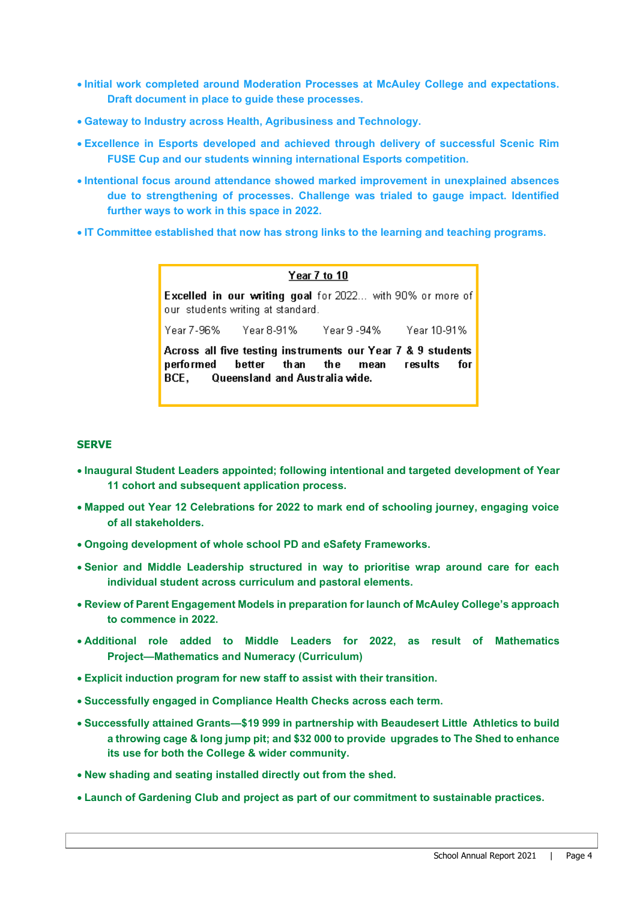- **Initial work completed around Moderation Processes at McAuley College and expectations. Draft document in place to guide these processes.**
- **Gateway to Industry across Health, Agribusiness and Technology.**
- **Excellence in Esports developed and achieved through delivery of successful Scenic Rim FUSE Cup and our students winning international Esports competition.**
- **Intentional focus around attendance showed marked improvement in unexplained absences due to strengthening of processes. Challenge was trialed to gauge impact. Identified further ways to work in this space in 2022.**
- **IT Committee established that now has strong links to the learning and teaching programs.**

**Year 7 to 10**

**Excelled in our writing goal** for 2022... with 90% or more of our students writing at standard.

Year 7-96%  Year 8-91%  Year 9 -94%  Year 10-91%

**Across all five testing instruments our Year 7 & 9 students performed better than the mean results for BCE, Queensland and Australia wide.**

## SERVE

- **Inaugural Student Leaders appointed; following intentional and targeted development of Year 11 cohort and subsequent application process.**
- **Mapped out Year 12 Celebrations for 2022 to mark end of schooling journey, engaging voice of all stakeholders.**
- **Ongoing development of whole school PD and eSafety Frameworks.**
- **Senior and Middle Leadership structured in way to prioritise wrap around care for each individual student across curriculum and pastoral elements.**
- **Review of Parent Engagement Models in preparation for launch of McAuley College's approach to commence in 2022.**
- **Additional role added to Middle Leaders for 2022, as result of Mathematics Project—Mathematics and Numeracy (Curriculum)**
- **Explicit induction program for new staff to assist with their transition.**
- **Successfully engaged in Compliance Health Checks across each term.**
- **Successfully attained Grants—$19 999 in partnership with Beaudesert Little Athletics to build a throwing cage & long jump pit; and $32 000 to provide upgrades to The Shed to enhance its use for both the College & wider community.**
- **New shading and seating installed directly out from the shed.**
- **Launch of Gardening Club and project as part of our commitment to sustainable practices.**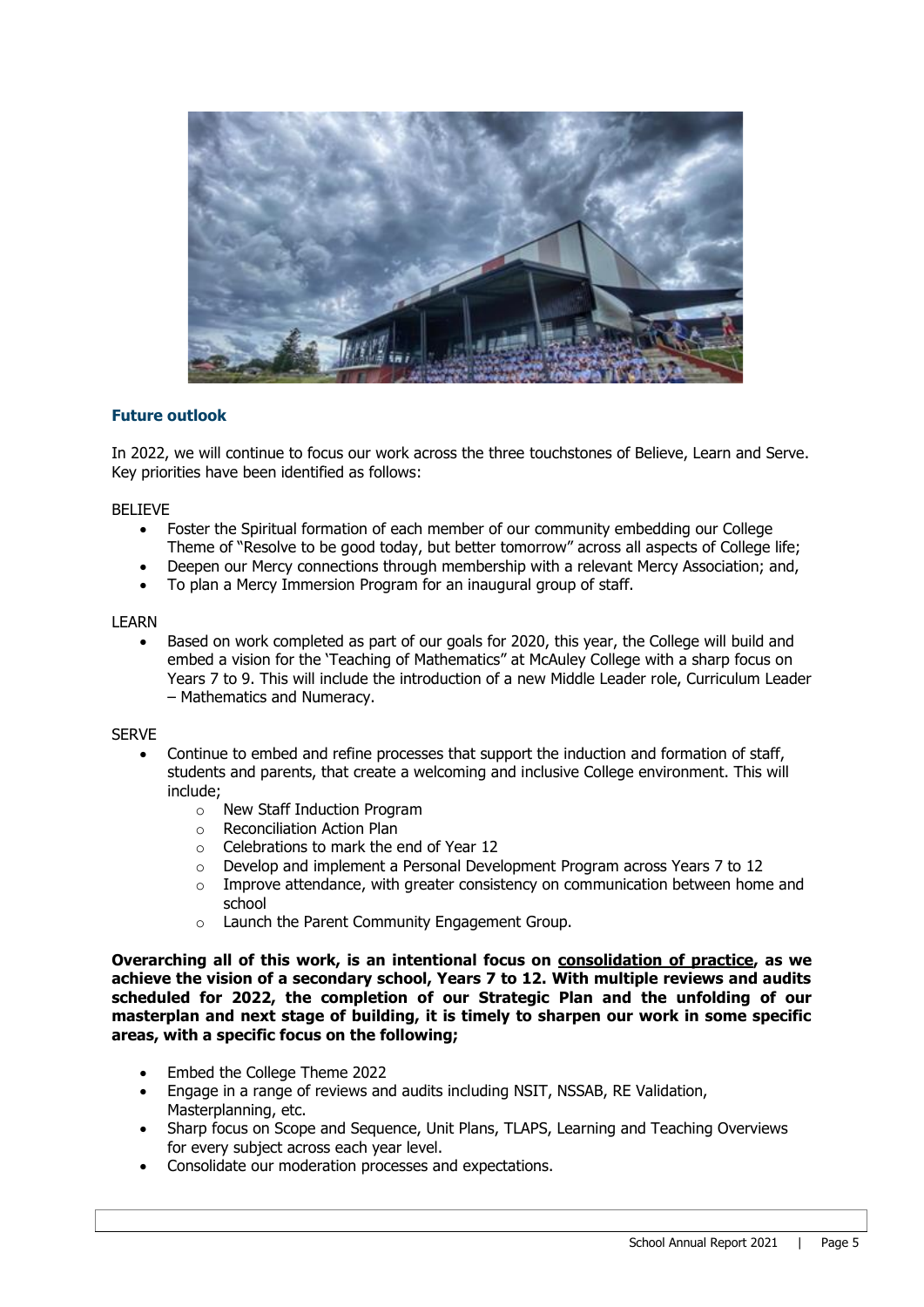## Future outlook

In 2022, we will continue to focus our work across the three touchstones of Believe, Learn and Serve. Key priorities have been identified as follows:

BELIEVE

- Foster the Spiritual formation of each member of our community embedding our College Theme of "Resolve to be good today, but better tomorrow" across all aspects of College life;
- Deepen our Mercy connections through membership with a relevant Mercy Association; and,
- To plan a Mercy Immersion Program for an inaugural group of staff.

LEARN

- Based on work completed as part of our goals for 2020, this year, the College will build and embed a vision for the 'Teaching of Mathematics" at McAuley College with a sharp focus on Years 7 to 9. This will include the introduction of a new Middle Leader role, Curriculum Leader – Mathematics and Numeracy.

SERVE

- Continue to embed and refine processes that support the induction and formation of staff, students and parents, that create a welcoming and inclusive College environment. This will include;
  - New Staff Induction Program
  - Reconciliation Action Plan
  - Celebrations to mark the end of Year 12
  - Develop and implement a Personal Development Program across Years 7 to 12
  - Improve attendance, with greater consistency on communication between home and school
  - Launch the Parent Community Engagement Group.

**Overarching all of this work, is an intentional focus on <u>consolidation of practice</u>, as we achieve the vision of a secondary school, Years 7 to 12. With multiple reviews and audits scheduled for 2022, the completion of our Strategic Plan and the unfolding of our masterplan and next stage of building, it is timely to sharpen our work in some specific areas, with a specific focus on the following;**

- Embed the College Theme 2022
- Engage in a range of reviews and audits including NSIT, NSSAB, RE Validation, Masterplanning, etc.
- Sharp focus on Scope and Sequence, Unit Plans, TLAPS, Learning and Teaching Overviews for every subject across each year level.
- Consolidate our moderation processes and expectations.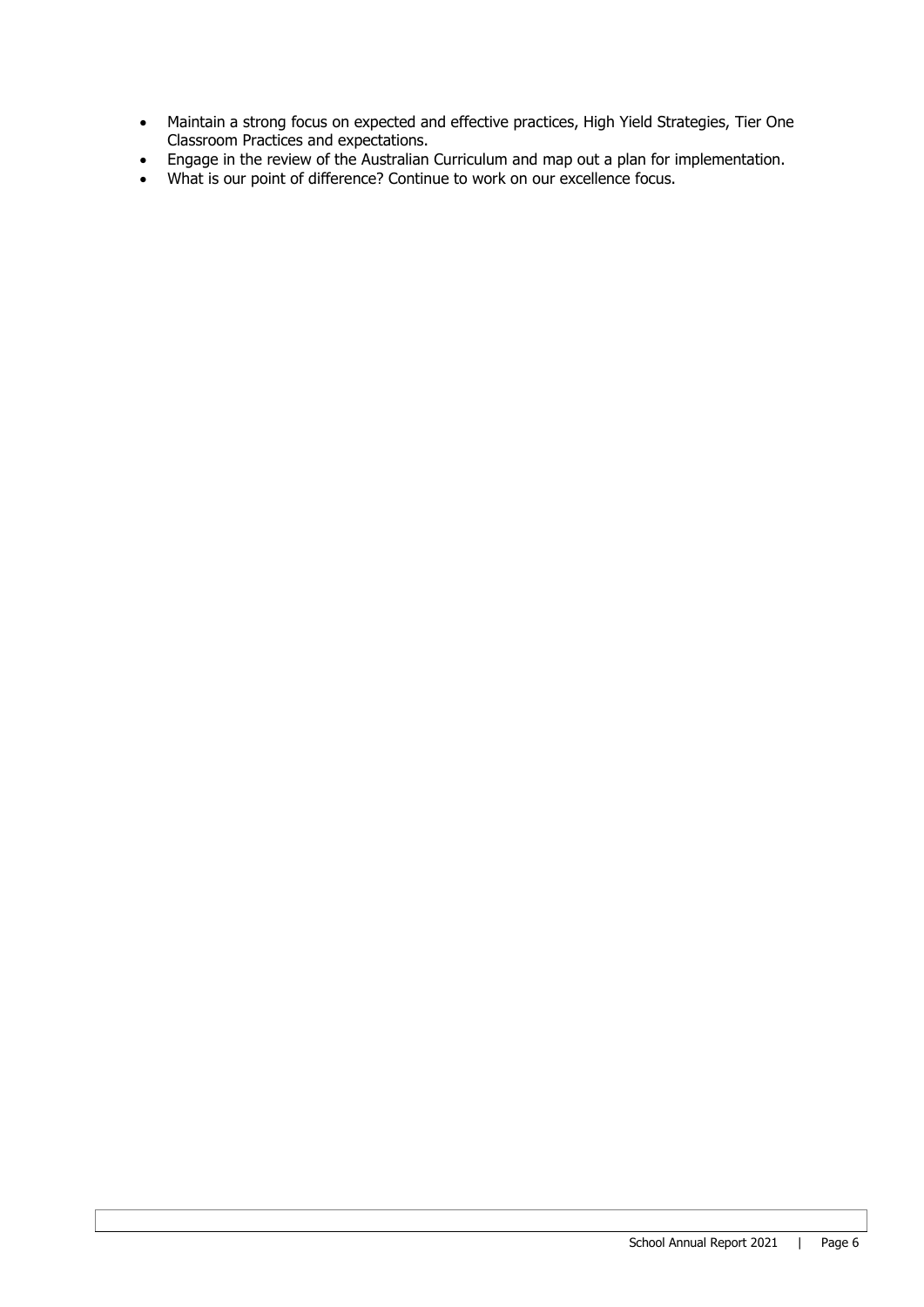- Maintain a strong focus on expected and effective practices, High Yield Strategies, Tier One Classroom Practices and expectations.
- Engage in the review of the Australian Curriculum and map out a plan for implementation.
- What is our point of difference? Continue to work on our excellence focus.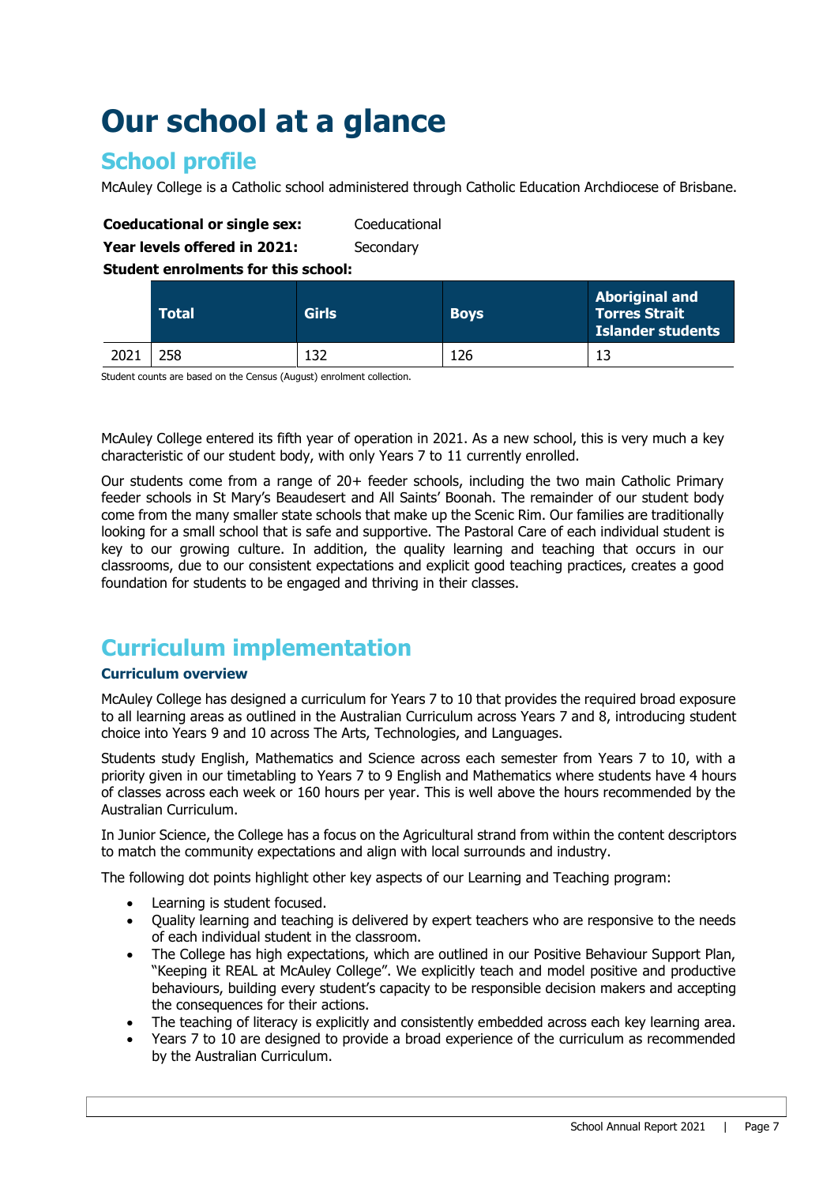# Our school at a glance

## School profile

McAuley College is a Catholic school administered through Catholic Education Archdiocese of Brisbane.

**Coeducational or single sex:** Coeducational

**Year levels offered in 2021:** Secondary

**Student enrolments for this school:**

| | Total | Girls | Boys | Aboriginal and Torres Strait Islander students |
|---|---|---|---|---|
| 2021 | 258 | 132 | 126 | 13 |

Student counts are based on the Census (August) enrolment collection.

McAuley College entered its fifth year of operation in 2021. As a new school, this is very much a key characteristic of our student body, with only Years 7 to 11 currently enrolled.

Our students come from a range of 20+ feeder schools, including the two main Catholic Primary feeder schools in St Mary's Beaudesert and All Saints' Boonah. The remainder of our student body come from the many smaller state schools that make up the Scenic Rim. Our families are traditionally looking for a small school that is safe and supportive. The Pastoral Care of each individual student is key to our growing culture. In addition, the quality learning and teaching that occurs in our classrooms, due to our consistent expectations and explicit good teaching practices, creates a good foundation for students to be engaged and thriving in their classes.

## Curriculum implementation

### Curriculum overview

McAuley College has designed a curriculum for Years 7 to 10 that provides the required broad exposure to all learning areas as outlined in the Australian Curriculum across Years 7 and 8, introducing student choice into Years 9 and 10 across The Arts, Technologies, and Languages.

Students study English, Mathematics and Science across each semester from Years 7 to 10, with a priority given in our timetabling to Years 7 to 9 English and Mathematics where students have 4 hours of classes across each week or 160 hours per year. This is well above the hours recommended by the Australian Curriculum.

In Junior Science, the College has a focus on the Agricultural strand from within the content descriptors to match the community expectations and align with local surrounds and industry.

The following dot points highlight other key aspects of our Learning and Teaching program:

- Learning is student focused.
- Quality learning and teaching is delivered by expert teachers who are responsive to the needs of each individual student in the classroom.
- The College has high expectations, which are outlined in our Positive Behaviour Support Plan, "Keeping it REAL at McAuley College". We explicitly teach and model positive and productive behaviours, building every student's capacity to be responsible decision makers and accepting the consequences for their actions.
- The teaching of literacy is explicitly and consistently embedded across each key learning area.
- Years 7 to 10 are designed to provide a broad experience of the curriculum as recommended by the Australian Curriculum.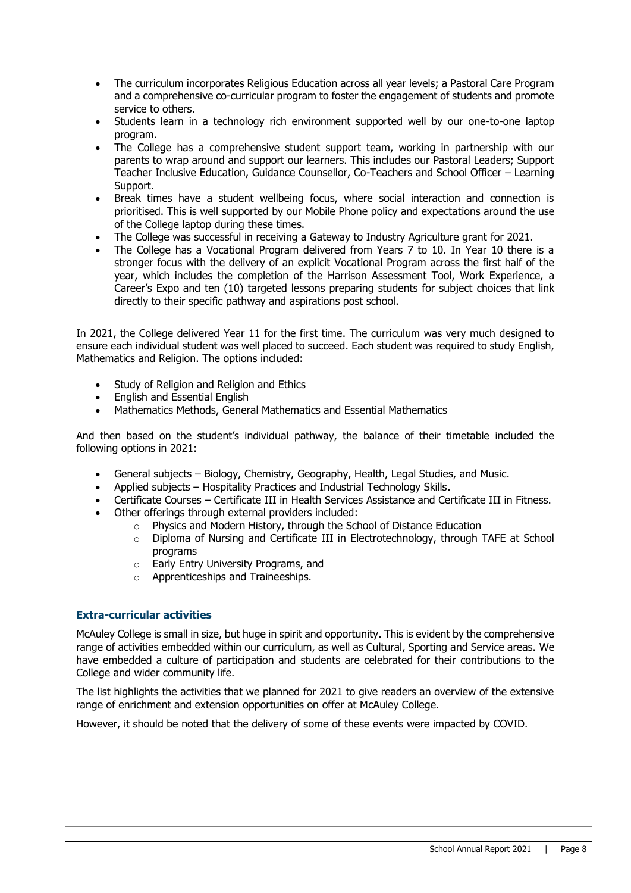- The curriculum incorporates Religious Education across all year levels; a Pastoral Care Program and a comprehensive co-curricular program to foster the engagement of students and promote service to others.
- Students learn in a technology rich environment supported well by our one-to-one laptop program.
- The College has a comprehensive student support team, working in partnership with our parents to wrap around and support our learners. This includes our Pastoral Leaders; Support Teacher Inclusive Education, Guidance Counsellor, Co-Teachers and School Officer – Learning Support.
- Break times have a student wellbeing focus, where social interaction and connection is prioritised. This is well supported by our Mobile Phone policy and expectations around the use of the College laptop during these times.
- The College was successful in receiving a Gateway to Industry Agriculture grant for 2021.
- The College has a Vocational Program delivered from Years 7 to 10. In Year 10 there is a stronger focus with the delivery of an explicit Vocational Program across the first half of the year, which includes the completion of the Harrison Assessment Tool, Work Experience, a Career's Expo and ten (10) targeted lessons preparing students for subject choices that link directly to their specific pathway and aspirations post school.

In 2021, the College delivered Year 11 for the first time. The curriculum was very much designed to ensure each individual student was well placed to succeed. Each student was required to study English, Mathematics and Religion. The options included:

- Study of Religion and Religion and Ethics
- English and Essential English
- Mathematics Methods, General Mathematics and Essential Mathematics

And then based on the student's individual pathway, the balance of their timetable included the following options in 2021:

- General subjects – Biology, Chemistry, Geography, Health, Legal Studies, and Music.
- Applied subjects – Hospitality Practices and Industrial Technology Skills.
- Certificate Courses – Certificate III in Health Services Assistance and Certificate III in Fitness.
- Other offerings through external providers included:
  - Physics and Modern History, through the School of Distance Education
  - Diploma of Nursing and Certificate III in Electrotechnology, through TAFE at School programs
  - Early Entry University Programs, and
  - Apprenticeships and Traineeships.

### Extra-curricular activities

McAuley College is small in size, but huge in spirit and opportunity. This is evident by the comprehensive range of activities embedded within our curriculum, as well as Cultural, Sporting and Service areas. We have embedded a culture of participation and students are celebrated for their contributions to the College and wider community life.

The list highlights the activities that we planned for 2021 to give readers an overview of the extensive range of enrichment and extension opportunities on offer at McAuley College.

However, it should be noted that the delivery of some of these events were impacted by COVID.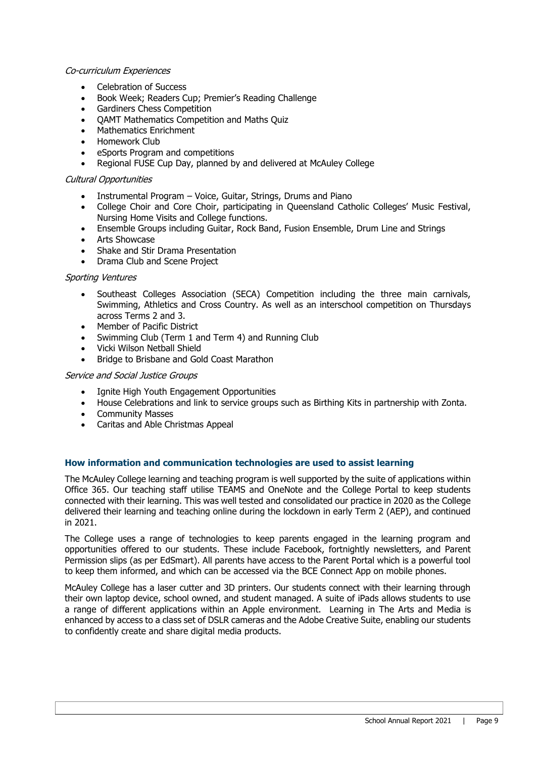*Co-curriculum Experiences*

- Celebration of Success
- Book Week; Readers Cup; Premier's Reading Challenge
- Gardiners Chess Competition
- QAMT Mathematics Competition and Maths Quiz
- Mathematics Enrichment
- Homework Club
- eSports Program and competitions
- Regional FUSE Cup Day, planned by and delivered at McAuley College

*Cultural Opportunities*

- Instrumental Program – Voice, Guitar, Strings, Drums and Piano
- College Choir and Core Choir, participating in Queensland Catholic Colleges' Music Festival, Nursing Home Visits and College functions.
- Ensemble Groups including Guitar, Rock Band, Fusion Ensemble, Drum Line and Strings
- Arts Showcase
- Shake and Stir Drama Presentation
- Drama Club and Scene Project

*Sporting Ventures*

- Southeast Colleges Association (SECA) Competition including the three main carnivals, Swimming, Athletics and Cross Country. As well as an interschool competition on Thursdays across Terms 2 and 3.
- Member of Pacific District
- Swimming Club (Term 1 and Term 4) and Running Club
- Vicki Wilson Netball Shield
- Bridge to Brisbane and Gold Coast Marathon

*Service and Social Justice Groups*

- Ignite High Youth Engagement Opportunities
- House Celebrations and link to service groups such as Birthing Kits in partnership with Zonta.
- Community Masses
- Caritas and Able Christmas Appeal

## How information and communication technologies are used to assist learning

The McAuley College learning and teaching program is well supported by the suite of applications within Office 365. Our teaching staff utilise TEAMS and OneNote and the College Portal to keep students connected with their learning. This was well tested and consolidated our practice in 2020 as the College delivered their learning and teaching online during the lockdown in early Term 2 (AEP), and continued in 2021.

The College uses a range of technologies to keep parents engaged in the learning program and opportunities offered to our students. These include Facebook, fortnightly newsletters, and Parent Permission slips (as per EdSmart). All parents have access to the Parent Portal which is a powerful tool to keep them informed, and which can be accessed via the BCE Connect App on mobile phones.

McAuley College has a laser cutter and 3D printers. Our students connect with their learning through their own laptop device, school owned, and student managed. A suite of iPads allows students to use a range of different applications within an Apple environment. Learning in The Arts and Media is enhanced by access to a class set of DSLR cameras and the Adobe Creative Suite, enabling our students to confidently create and share digital media products.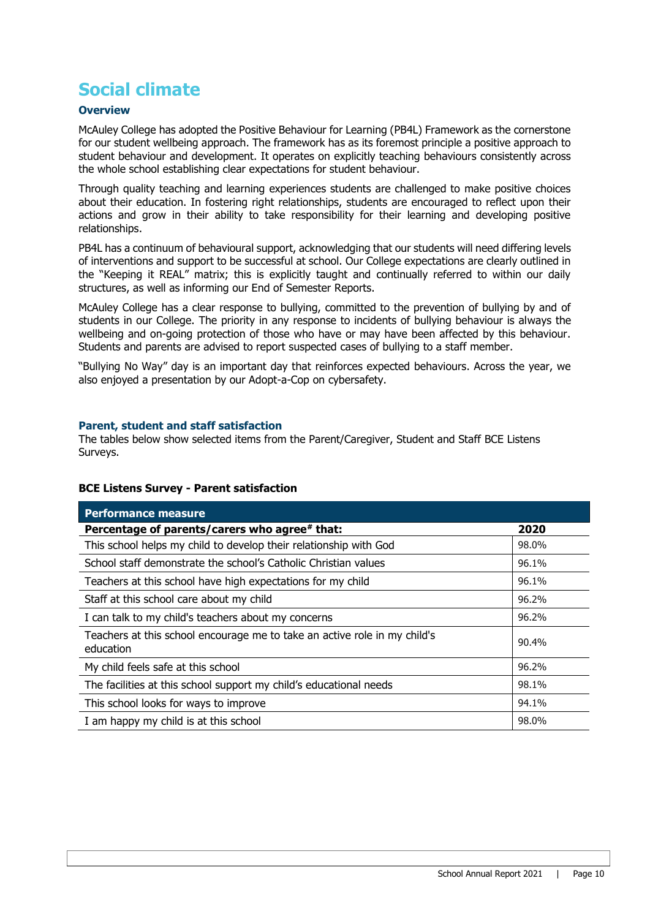# Social climate

### Overview

McAuley College has adopted the Positive Behaviour for Learning (PB4L) Framework as the cornerstone for our student wellbeing approach. The framework has as its foremost principle a positive approach to student behaviour and development. It operates on explicitly teaching behaviours consistently across the whole school establishing clear expectations for student behaviour.

Through quality teaching and learning experiences students are challenged to make positive choices about their education. In fostering right relationships, students are encouraged to reflect upon their actions and grow in their ability to take responsibility for their learning and developing positive relationships.

PB4L has a continuum of behavioural support, acknowledging that our students will need differing levels of interventions and support to be successful at school. Our College expectations are clearly outlined in the "Keeping it REAL" matrix; this is explicitly taught and continually referred to within our daily structures, as well as informing our End of Semester Reports.

McAuley College has a clear response to bullying, committed to the prevention of bullying by and of students in our College. The priority in any response to incidents of bullying behaviour is always the wellbeing and on-going protection of those who have or may have been affected by this behaviour. Students and parents are advised to report suspected cases of bullying to a staff member.

"Bullying No Way" day is an important day that reinforces expected behaviours. Across the year, we also enjoyed a presentation by our Adopt-a-Cop on cybersafety.

### Parent, student and staff satisfaction

The tables below show selected items from the Parent/Caregiver, Student and Staff BCE Listens Surveys.

**BCE Listens Survey - Parent satisfaction**

| Performance measure | |
|---|---|
| **Percentage of parents/carers who agree# that:** | **2020** |
| This school helps my child to develop their relationship with God | 98.0% |
| School staff demonstrate the school's Catholic Christian values | 96.1% |
| Teachers at this school have high expectations for my child | 96.1% |
| Staff at this school care about my child | 96.2% |
| I can talk to my child's teachers about my concerns | 96.2% |
| Teachers at this school encourage me to take an active role in my child's education | 90.4% |
| My child feels safe at this school | 96.2% |
| The facilities at this school support my child's educational needs | 98.1% |
| This school looks for ways to improve | 94.1% |
| I am happy my child is at this school | 98.0% |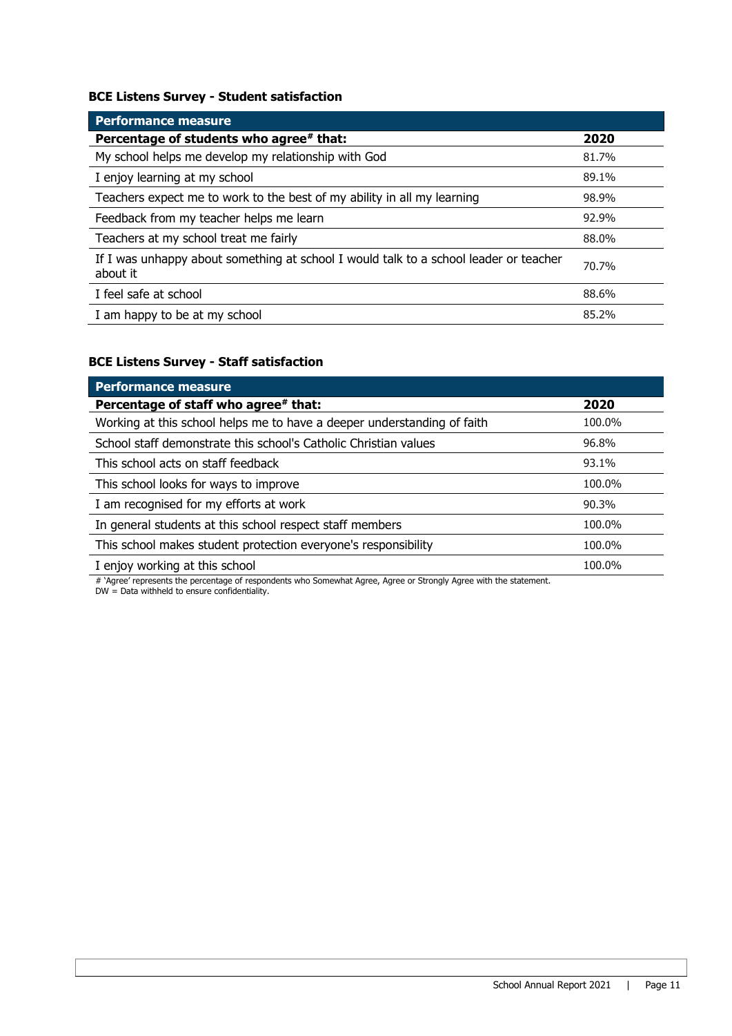### BCE Listens Survey - Student satisfaction

| Performance measure | |
|---|---|
| **Percentage of students who agree# that:** | **2020** |
| My school helps me develop my relationship with God | 81.7% |
| I enjoy learning at my school | 89.1% |
| Teachers expect me to work to the best of my ability in all my learning | 98.9% |
| Feedback from my teacher helps me learn | 92.9% |
| Teachers at my school treat me fairly | 88.0% |
| If I was unhappy about something at school I would talk to a school leader or teacher about it | 70.7% |
| I feel safe at school | 88.6% |
| I am happy to be at my school | 85.2% |

### BCE Listens Survey - Staff satisfaction

| Performance measure | |
|---|---|
| **Percentage of staff who agree# that:** | **2020** |
| Working at this school helps me to have a deeper understanding of faith | 100.0% |
| School staff demonstrate this school's Catholic Christian values | 96.8% |
| This school acts on staff feedback | 93.1% |
| This school looks for ways to improve | 100.0% |
| I am recognised for my efforts at work | 90.3% |
| In general students at this school respect staff members | 100.0% |
| This school makes student protection everyone's responsibility | 100.0% |
| I enjoy working at this school | 100.0% |

# 'Agree' represents the percentage of respondents who Somewhat Agree, Agree or Strongly Agree with the statement.
DW = Data withheld to ensure confidentiality.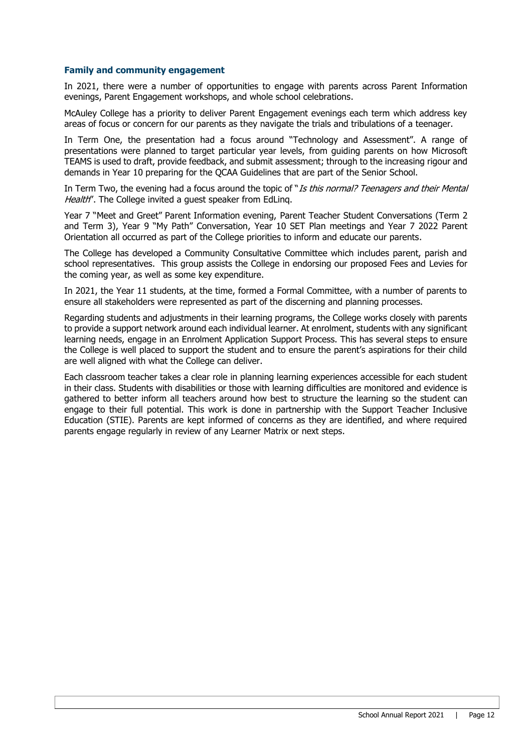### Family and community engagement

In 2021, there were a number of opportunities to engage with parents across Parent Information evenings, Parent Engagement workshops, and whole school celebrations.

McAuley College has a priority to deliver Parent Engagement evenings each term which address key areas of focus or concern for our parents as they navigate the trials and tribulations of a teenager.

In Term One, the presentation had a focus around "Technology and Assessment". A range of presentations were planned to target particular year levels, from guiding parents on how Microsoft TEAMS is used to draft, provide feedback, and submit assessment; through to the increasing rigour and demands in Year 10 preparing for the QCAA Guidelines that are part of the Senior School.

In Term Two, the evening had a focus around the topic of "*Is this normal? Teenagers and their Mental Health*". The College invited a guest speaker from EdLinq.

Year 7 "Meet and Greet" Parent Information evening, Parent Teacher Student Conversations (Term 2 and Term 3), Year 9 "My Path" Conversation, Year 10 SET Plan meetings and Year 7 2022 Parent Orientation all occurred as part of the College priorities to inform and educate our parents.

The College has developed a Community Consultative Committee which includes parent, parish and school representatives. This group assists the College in endorsing our proposed Fees and Levies for the coming year, as well as some key expenditure.

In 2021, the Year 11 students, at the time, formed a Formal Committee, with a number of parents to ensure all stakeholders were represented as part of the discerning and planning processes.

Regarding students and adjustments in their learning programs, the College works closely with parents to provide a support network around each individual learner. At enrolment, students with any significant learning needs, engage in an Enrolment Application Support Process. This has several steps to ensure the College is well placed to support the student and to ensure the parent's aspirations for their child are well aligned with what the College can deliver.

Each classroom teacher takes a clear role in planning learning experiences accessible for each student in their class. Students with disabilities or those with learning difficulties are monitored and evidence is gathered to better inform all teachers around how best to structure the learning so the student can engage to their full potential. This work is done in partnership with the Support Teacher Inclusive Education (STIE). Parents are kept informed of concerns as they are identified, and where required parents engage regularly in review of any Learner Matrix or next steps.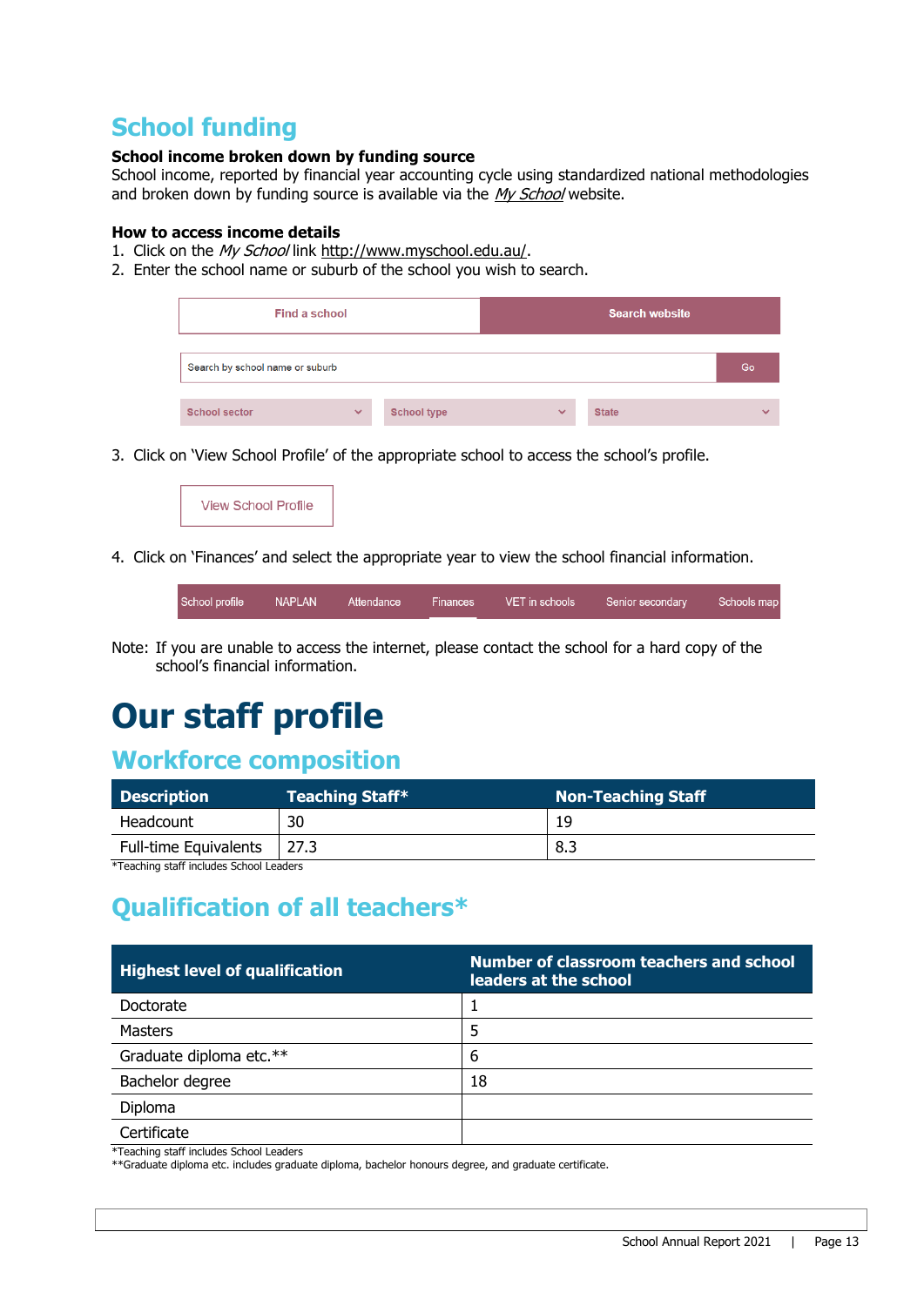## School funding

**School income broken down by funding source**

School income, reported by financial year accounting cycle using standardized national methodologies and broken down by funding source is available via the *My School* website.

**How to access income details**

1. Click on the *My School* link http://www.myschool.edu.au/.
2. Enter the school name or suburb of the school you wish to search.

| Find a school | Search website |
|---|---|

Search by school name or suburb | Go

School sector | School type | State

3. Click on 'View School Profile' of the appropriate school to access the school's profile.

View School Profile

4. Click on 'Finances' and select the appropriate year to view the school financial information.

School profile | NAPLAN | Attendance | Finances | VET in schools | Senior secondary | Schools map

Note: If you are unable to access the internet, please contact the school for a hard copy of the school's financial information.

# Our staff profile

## Workforce composition

| Description | Teaching Staff* | Non-Teaching Staff |
|---|---|---|
| Headcount | 30 | 19 |
| Full-time Equivalents | 27.3 | 8.3 |

*Teaching staff includes School Leaders

## Qualification of all teachers*

| Highest level of qualification | Number of classroom teachers and school leaders at the school |
|---|---|
| Doctorate | 1 |
| Masters | 5 |
| Graduate diploma etc.** | 6 |
| Bachelor degree | 18 |
| Diploma | |
| Certificate | |

*Teaching staff includes School Leaders

**Graduate diploma etc. includes graduate diploma, bachelor honours degree, and graduate certificate.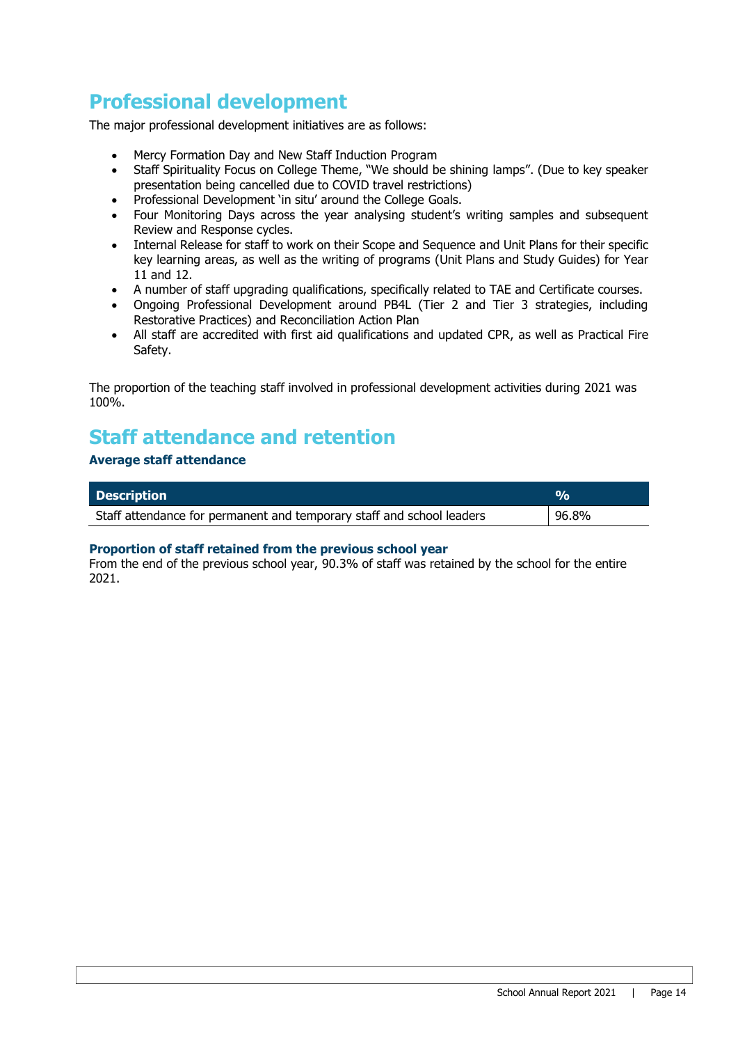## Professional development

The major professional development initiatives are as follows:

- Mercy Formation Day and New Staff Induction Program
- Staff Spirituality Focus on College Theme, "We should be shining lamps". (Due to key speaker presentation being cancelled due to COVID travel restrictions)
- Professional Development 'in situ' around the College Goals.
- Four Monitoring Days across the year analysing student's writing samples and subsequent Review and Response cycles.
- Internal Release for staff to work on their Scope and Sequence and Unit Plans for their specific key learning areas, as well as the writing of programs (Unit Plans and Study Guides) for Year 11 and 12.
- A number of staff upgrading qualifications, specifically related to TAE and Certificate courses.
- Ongoing Professional Development around PB4L (Tier 2 and Tier 3 strategies, including Restorative Practices) and Reconciliation Action Plan
- All staff are accredited with first aid qualifications and updated CPR, as well as Practical Fire Safety.

The proportion of the teaching staff involved in professional development activities during 2021 was 100%.

## Staff attendance and retention

### Average staff attendance

| Description | % |
|---|---|
| Staff attendance for permanent and temporary staff and school leaders | 96.8% |

### Proportion of staff retained from the previous school year

From the end of the previous school year, 90.3% of staff was retained by the school for the entire 2021.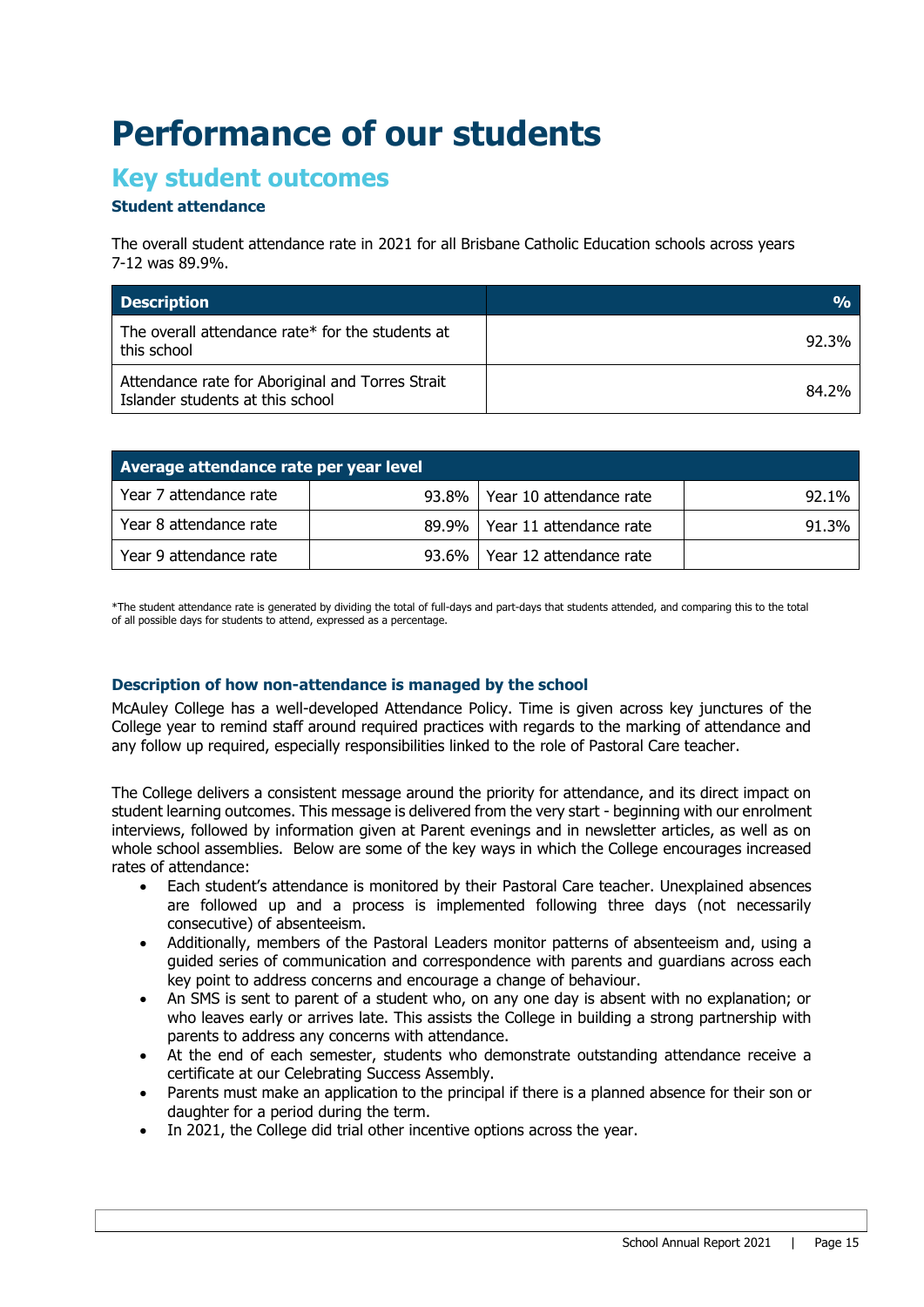# Performance of our students

## Key student outcomes

### Student attendance

The overall student attendance rate in 2021 for all Brisbane Catholic Education schools across years 7-12 was 89.9%.

| Description | % |
|---|---|
| The overall attendance rate* for the students at this school | 92.3% |
| Attendance rate for Aboriginal and Torres Strait Islander students at this school | 84.2% |

| Average attendance rate per year level | | | |
|---|---|---|---|
| Year 7 attendance rate | 93.8% | Year 10 attendance rate | 92.1% |
| Year 8 attendance rate | 89.9% | Year 11 attendance rate | 91.3% |
| Year 9 attendance rate | 93.6% | Year 12 attendance rate | |

*The student attendance rate is generated by dividing the total of full-days and part-days that students attended, and comparing this to the total of all possible days for students to attend, expressed as a percentage.

### Description of how non-attendance is managed by the school

McAuley College has a well-developed Attendance Policy. Time is given across key junctures of the College year to remind staff around required practices with regards to the marking of attendance and any follow up required, especially responsibilities linked to the role of Pastoral Care teacher.

The College delivers a consistent message around the priority for attendance, and its direct impact on student learning outcomes. This message is delivered from the very start - beginning with our enrolment interviews, followed by information given at Parent evenings and in newsletter articles, as well as on whole school assemblies. Below are some of the key ways in which the College encourages increased rates of attendance:

- Each student's attendance is monitored by their Pastoral Care teacher. Unexplained absences are followed up and a process is implemented following three days (not necessarily consecutive) of absenteeism.
- Additionally, members of the Pastoral Leaders monitor patterns of absenteeism and, using a guided series of communication and correspondence with parents and guardians across each key point to address concerns and encourage a change of behaviour.
- An SMS is sent to parent of a student who, on any one day is absent with no explanation; or who leaves early or arrives late. This assists the College in building a strong partnership with parents to address any concerns with attendance.
- At the end of each semester, students who demonstrate outstanding attendance receive a certificate at our Celebrating Success Assembly.
- Parents must make an application to the principal if there is a planned absence for their son or daughter for a period during the term.
- In 2021, the College did trial other incentive options across the year.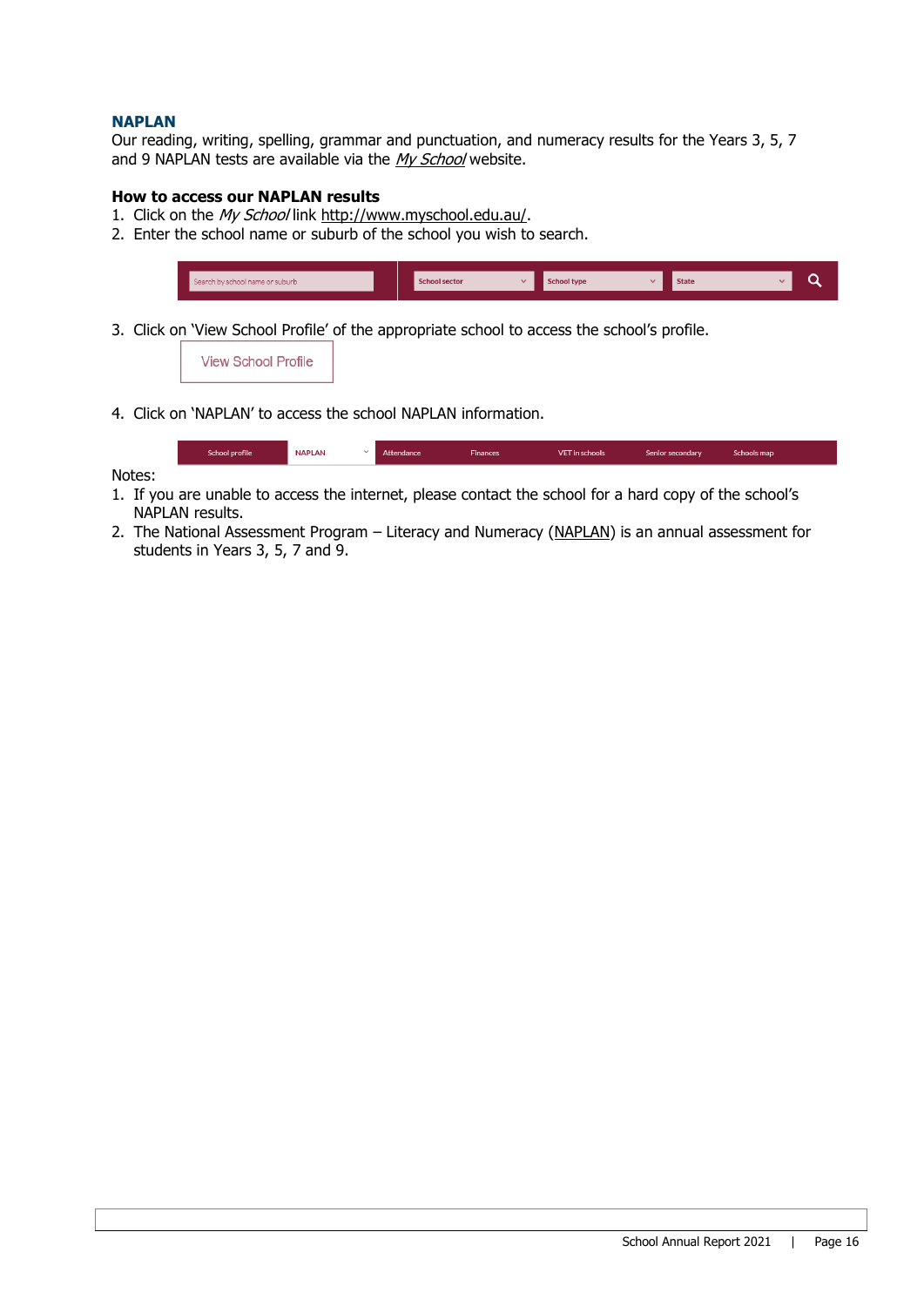## NAPLAN

Our reading, writing, spelling, grammar and punctuation, and numeracy results for the Years 3, 5, 7 and 9 NAPLAN tests are available via the *My School* website.

### How to access our NAPLAN results

1. Click on the *My School* link http://www.myschool.edu.au/.
2. Enter the school name or suburb of the school you wish to search.

Search by school name or suburb | School sector | School type | State

3. Click on 'View School Profile' of the appropriate school to access the school's profile.

View School Profile

4. Click on 'NAPLAN' to access the school NAPLAN information.

School profile | NAPLAN | Attendance | Finances | VET in schools | Senior secondary | Schools map

Notes:

1. If you are unable to access the internet, please contact the school for a hard copy of the school's NAPLAN results.
2. The National Assessment Program – Literacy and Numeracy (NAPLAN) is an annual assessment for students in Years 3, 5, 7 and 9.